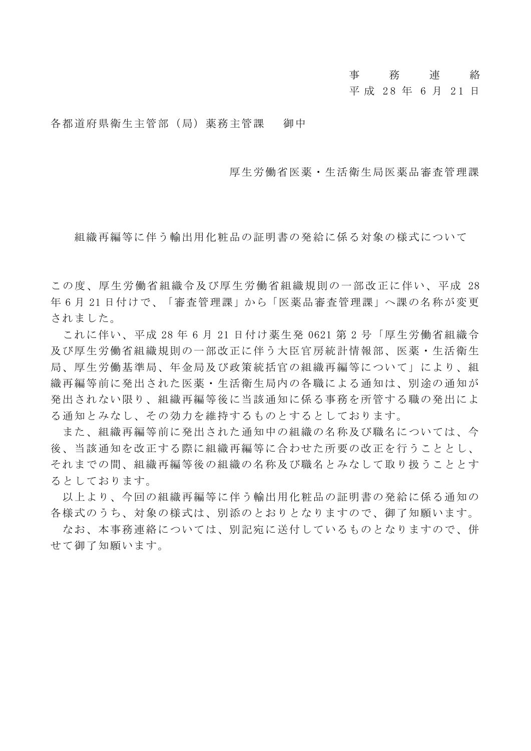事　務　連　絡
平成 28 年 6 月 21 日

各都道府県衛生主管部（局）薬務主管課　御中

厚生労働省医薬・生活衛生局医薬品審査管理課

## 組織再編等に伴う輸出用化粧品の証明書の発給に係る対象の様式について

この度、厚生労働省組織令及び厚生労働省組織規則の一部改正に伴い、平成 28 年 6 月 21 日付けで、「審査管理課」から「医薬品審査管理課」へ課の名称が変更されました。

これに伴い、平成 28 年 6 月 21 日付け薬生発 0621 第 2 号「厚生労働省組織令及び厚生労働省組織規則の一部改正に伴う大臣官房統計情報部、医薬・生活衛生局、厚生労働基準局、年金局及び政策統括官の組織再編等について」により、組織再編等前に発出された医薬・生活衛生局内の各職による通知は、別途の通知が発出されない限り、組織再編等後に当該通知に係る事務を所管する職の発出による通知とみなし、その効力を維持するものとするとしております。

また、組織再編等前に発出された通知中の組織の名称及び職名については、今後、当該通知を改正する際に組織再編等に合わせた所要の改正を行うこととし、それまでの間、組織再編等後の組織の名称及び職名とみなして取り扱うこととするとしております。

以上より、今回の組織再編等に伴う輸出用化粧品の証明書の発給に係る通知の各様式のうち、対象の様式は、別添のとおりとなりますので、御了知願います。

なお、本事務連絡については、別記宛に送付しているものとなりますので、併せて御了知願います。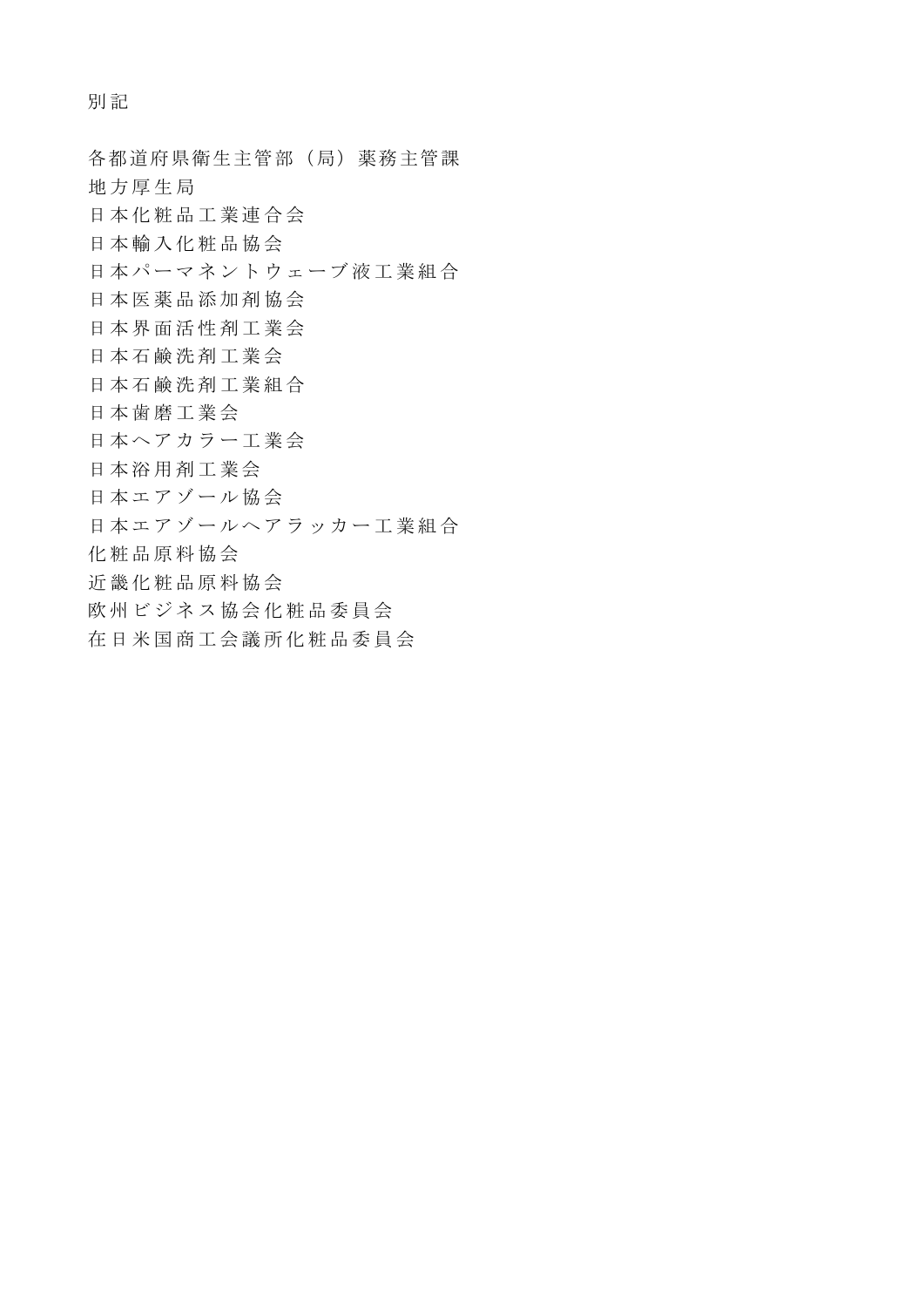別記

各都道府県衛生主管部（局）薬務主管課
地方厚生局
日本化粧品工業連合会
日本輸入化粧品協会
日本パーマネントウェーブ液工業組合
日本医薬品添加剤協会
日本界面活性剤工業会
日本石鹸洗剤工業会
日本石鹸洗剤工業組合
日本歯磨工業会
日本ヘアカラー工業会
日本浴用剤工業会
日本エアゾール協会
日本エアゾールヘアラッカー工業組合
化粧品原料協会
近畿化粧品原料協会
欧州ビジネス協会化粧品委員会
在日米国商工会議所化粧品委員会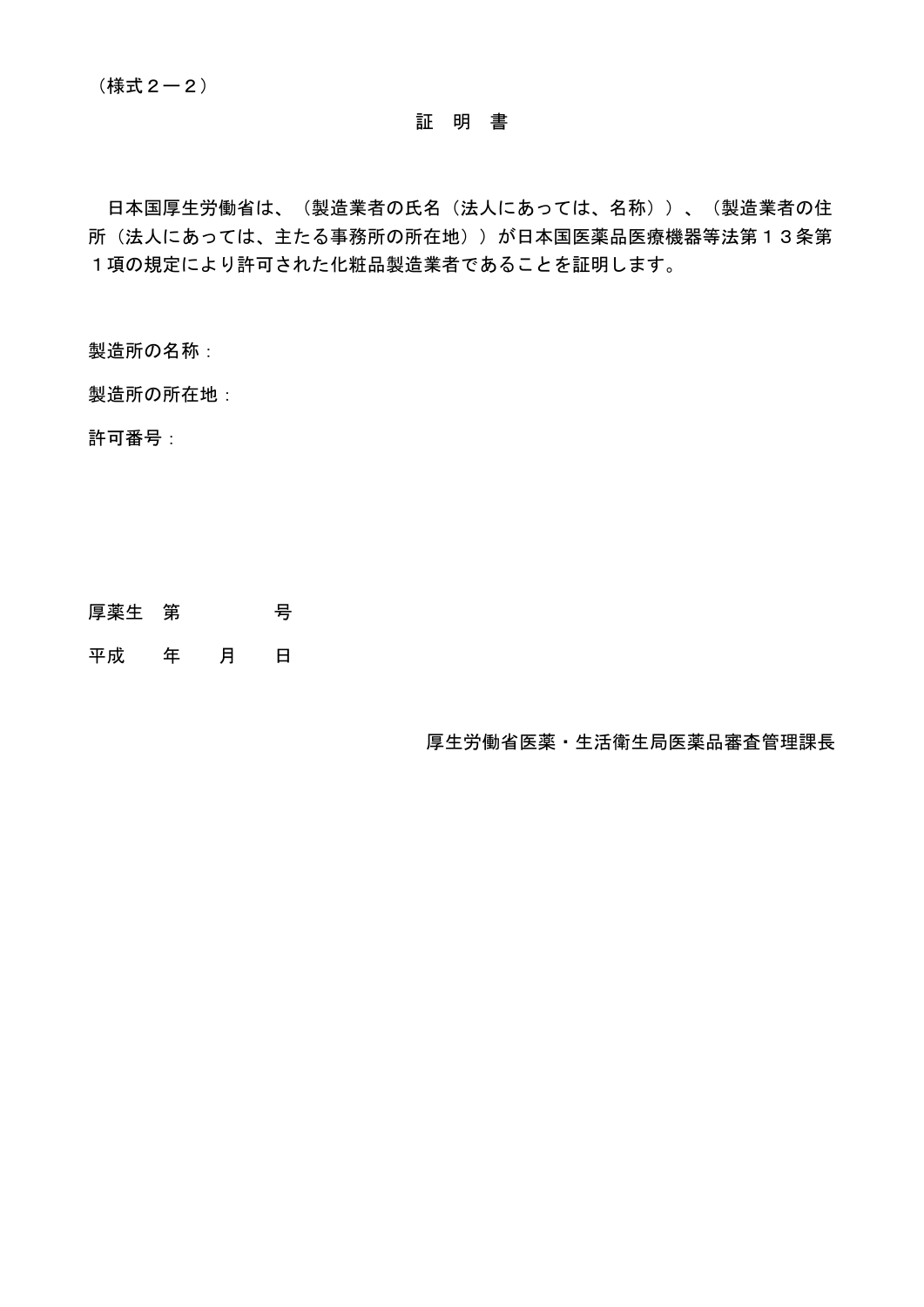（様式２―２）

# 証　明　書

日本国厚生労働省は、（製造業者の氏名（法人にあっては、名称））、（製造業者の住所（法人にあっては、主たる事務所の所在地））が日本国医薬品医療機器等法第１３条第１項の規定により許可された化粧品製造業者であることを証明します。

製造所の名称：

製造所の所在地：

許可番号：

厚薬生　第　　　　号

平成　　年　　月　　日

厚生労働省医薬・生活衛生局医薬品審査管理課長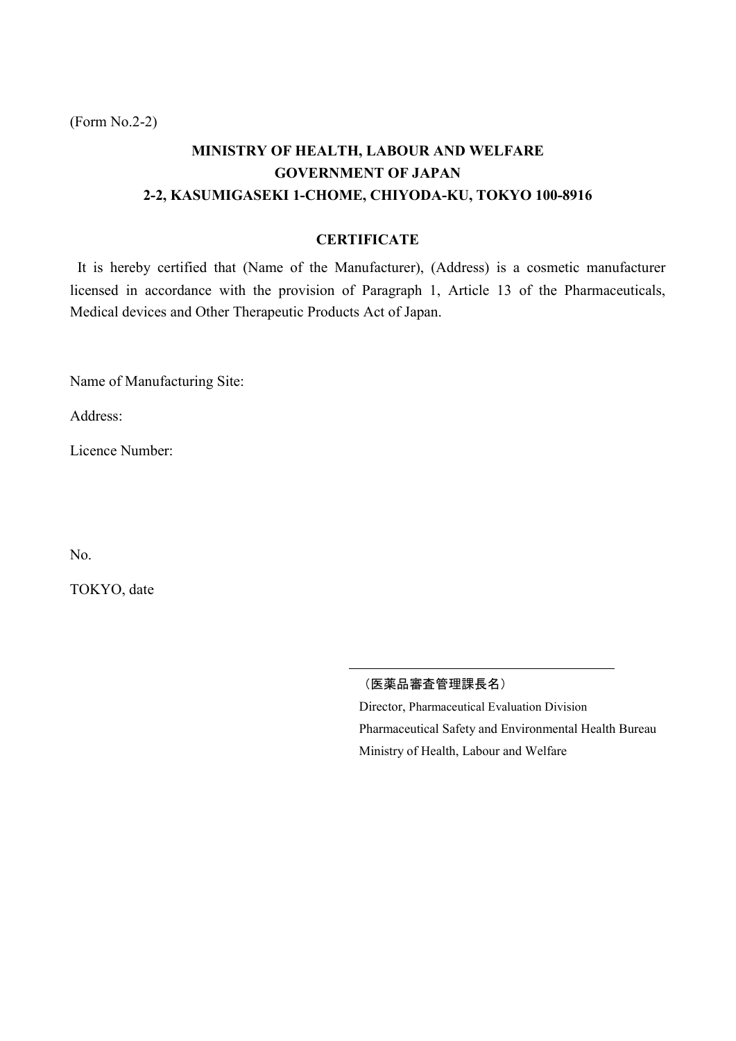(Form No.2-2)

**MINISTRY OF HEALTH, LABOUR AND WELFARE**
**GOVERNMENT OF JAPAN**
**2-2, KASUMIGASEKI 1-CHOME, CHIYODA-KU, TOKYO 100-8916**

**CERTIFICATE**

It is hereby certified that (Name of the Manufacturer), (Address) is a cosmetic manufacturer licensed in accordance with the provision of Paragraph 1, Article 13 of the Pharmaceuticals, Medical devices and Other Therapeutic Products Act of Japan.

Name of Manufacturing Site:

Address:

Licence Number:

No.

TOKYO, date

---

（医薬品審査管理課長名）

Director, Pharmaceutical Evaluation Division
Pharmaceutical Safety and Environmental Health Bureau
Ministry of Health, Labour and Welfare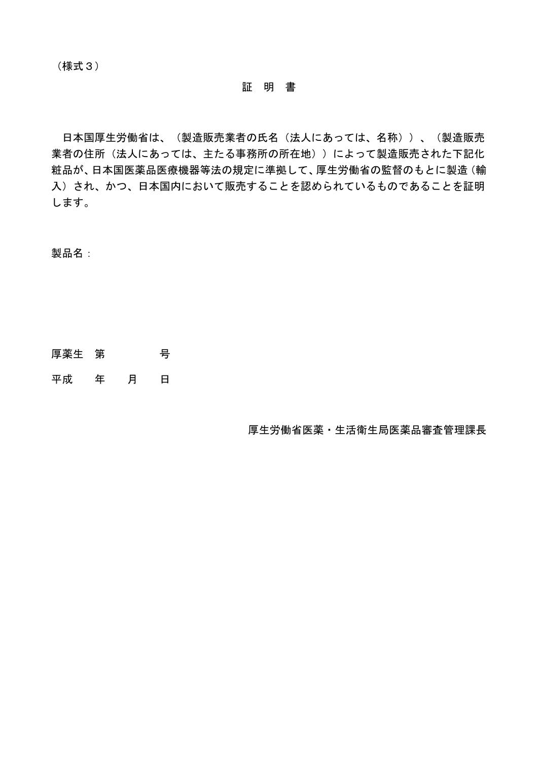（様式３）

# 証　明　書

日本国厚生労働省は、（製造販売業者の氏名（法人にあっては、名称））、（製造販売業者の住所（法人にあっては、主たる事務所の所在地））によって製造販売された下記化粧品が、日本国医薬品医療機器等法の規定に準拠して、厚生労働省の監督のもとに製造（輸入）され、かつ、日本国内において販売することを認められているものであることを証明します。

製品名：

厚薬生　第　　　　　号

平成　　年　　月　　日

厚生労働省医薬・生活衛生局医薬品審査管理課長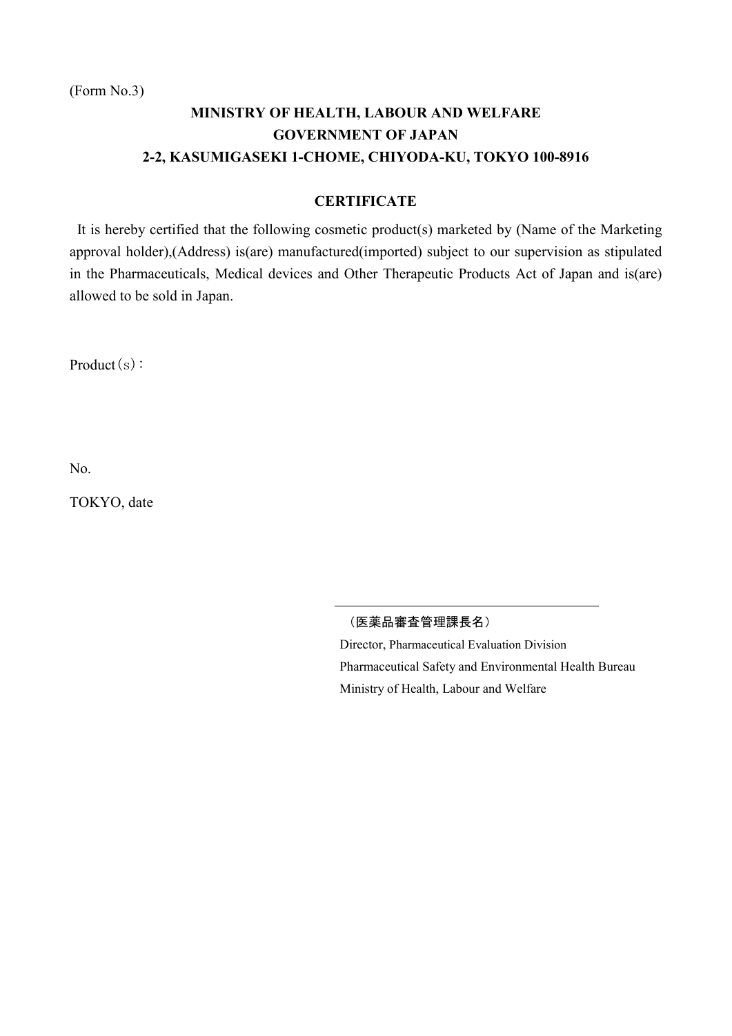(Form No.3)

**MINISTRY OF HEALTH, LABOUR AND WELFARE**
**GOVERNMENT OF JAPAN**
**2-2, KASUMIGASEKI 1-CHOME, CHIYODA-KU, TOKYO 100-8916**

**CERTIFICATE**

It is hereby certified that the following cosmetic product(s) marketed by (Name of the Marketing approval holder),(Address) is(are) manufactured(imported) subject to our supervision as stipulated in the Pharmaceuticals, Medical devices and Other Therapeutic Products Act of Japan and is(are) allowed to be sold in Japan.

Product（s）:

No.

TOKYO, date

\_\_\_\_\_\_\_\_\_\_\_\_\_\_\_\_\_\_\_\_\_\_\_\_\_\_\_\_\_\_\_\_\_\_\_\_

（医薬品審査管理課長名）

Director, Pharmaceutical Evaluation Division

Pharmaceutical Safety and Environmental Health Bureau

Ministry of Health, Labour and Welfare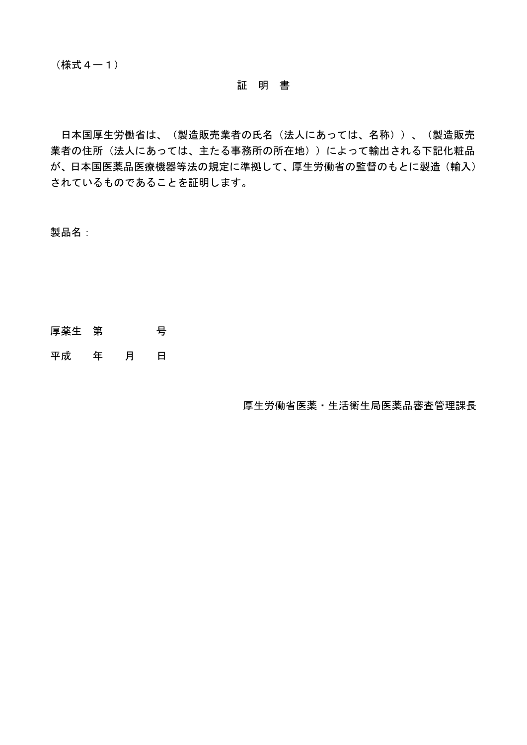（様式４－１）

# 証　明　書

　日本国厚生労働省は、（製造販売業者の氏名（法人にあっては、名称））、（製造販売業者の住所（法人にあっては、主たる事務所の所在地））によって輸出される下記化粧品が、日本国医薬品医療機器等法の規定に準拠して、厚生労働省の監督のもとに製造（輸入）されているものであることを証明します。

製品名：

厚薬生　第　　　　　号

平成　　年　　月　　日

厚生労働省医薬・生活衛生局医薬品審査管理課長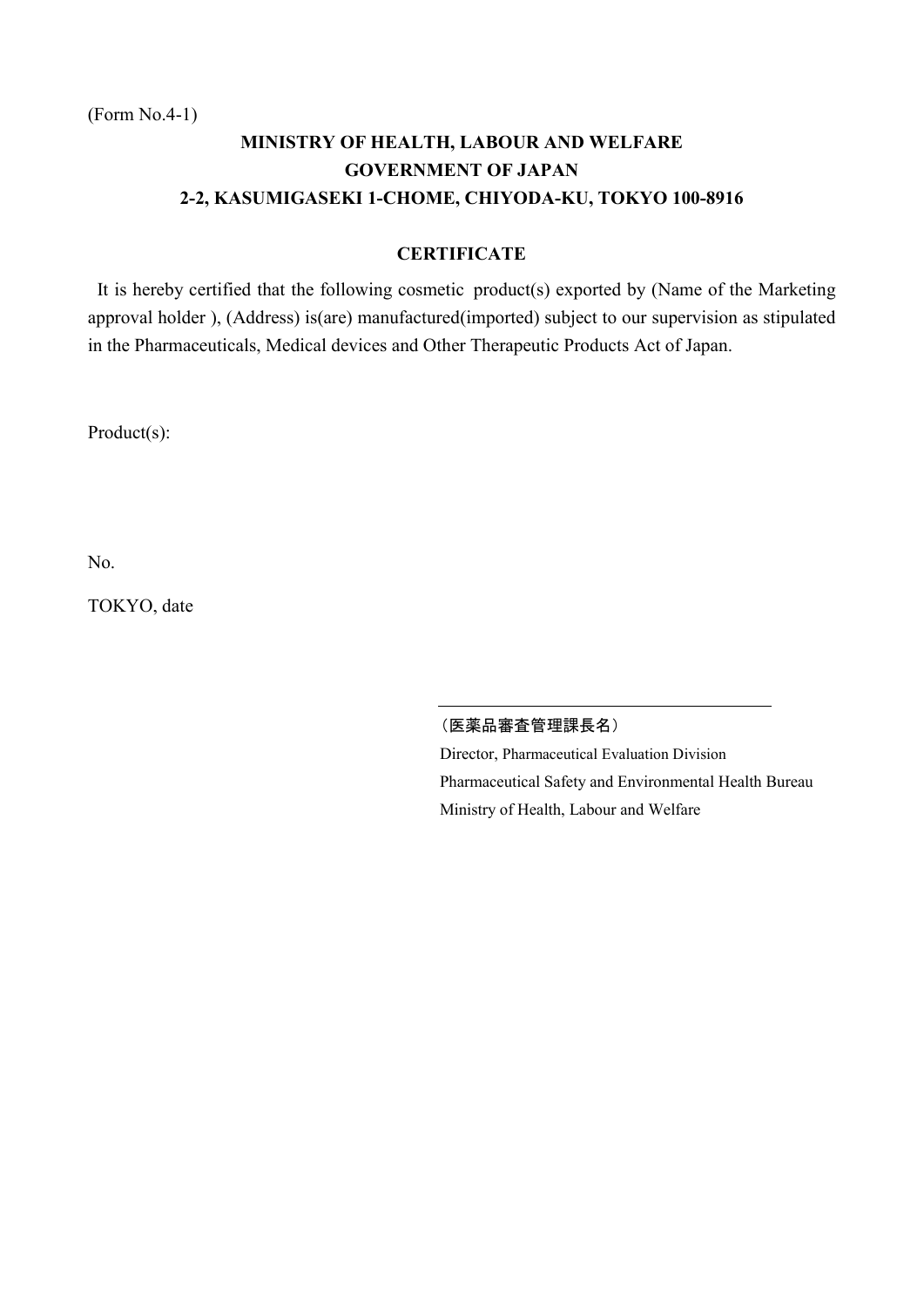(Form No.4-1)

**MINISTRY OF HEALTH, LABOUR AND WELFARE**
**GOVERNMENT OF JAPAN**
**2-2, KASUMIGASEKI 1-CHOME, CHIYODA-KU, TOKYO 100-8916**

**CERTIFICATE**

It is hereby certified that the following cosmetic product(s) exported by (Name of the Marketing approval holder ), (Address) is(are) manufactured(imported) subject to our supervision as stipulated in the Pharmaceuticals, Medical devices and Other Therapeutic Products Act of Japan.

Product(s):

No.

TOKYO, date

______________________________

（医薬品審査管理課長名）

Director, Pharmaceutical Evaluation Division

Pharmaceutical Safety and Environmental Health Bureau

Ministry of Health, Labour and Welfare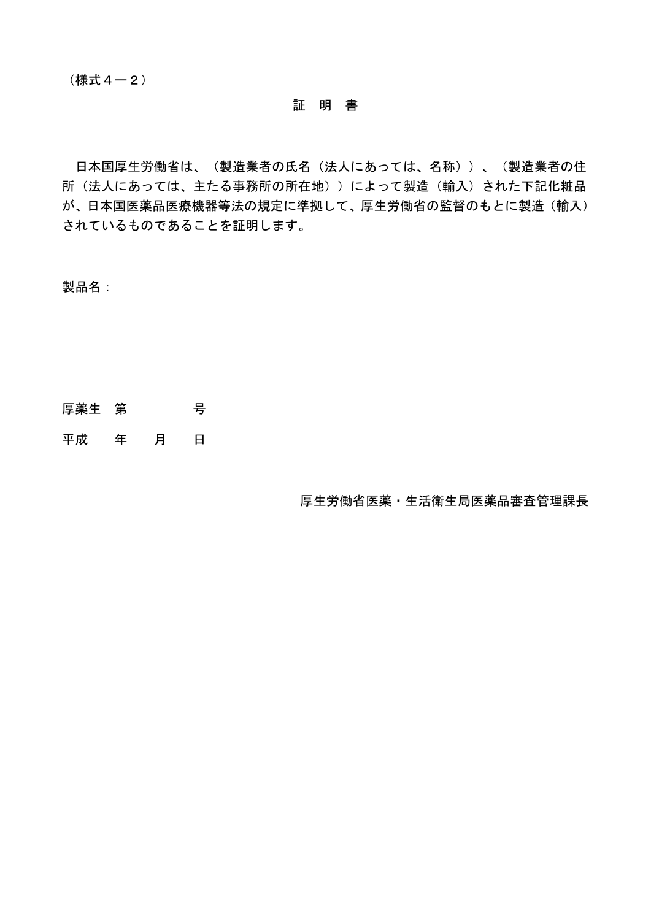（様式４－２）

# 証　明　書

日本国厚生労働省は、（製造業者の氏名（法人にあっては、名称））、（製造業者の住所（法人にあっては、主たる事務所の所在地））によって製造（輸入）された下記化粧品が、日本国医薬品医療機器等法の規定に準拠して、厚生労働省の監督のもとに製造（輸入）されているものであることを証明します。

製品名：

厚薬生　第　　　　　号

平成　　年　　月　　日

厚生労働省医薬・生活衛生局医薬品審査管理課長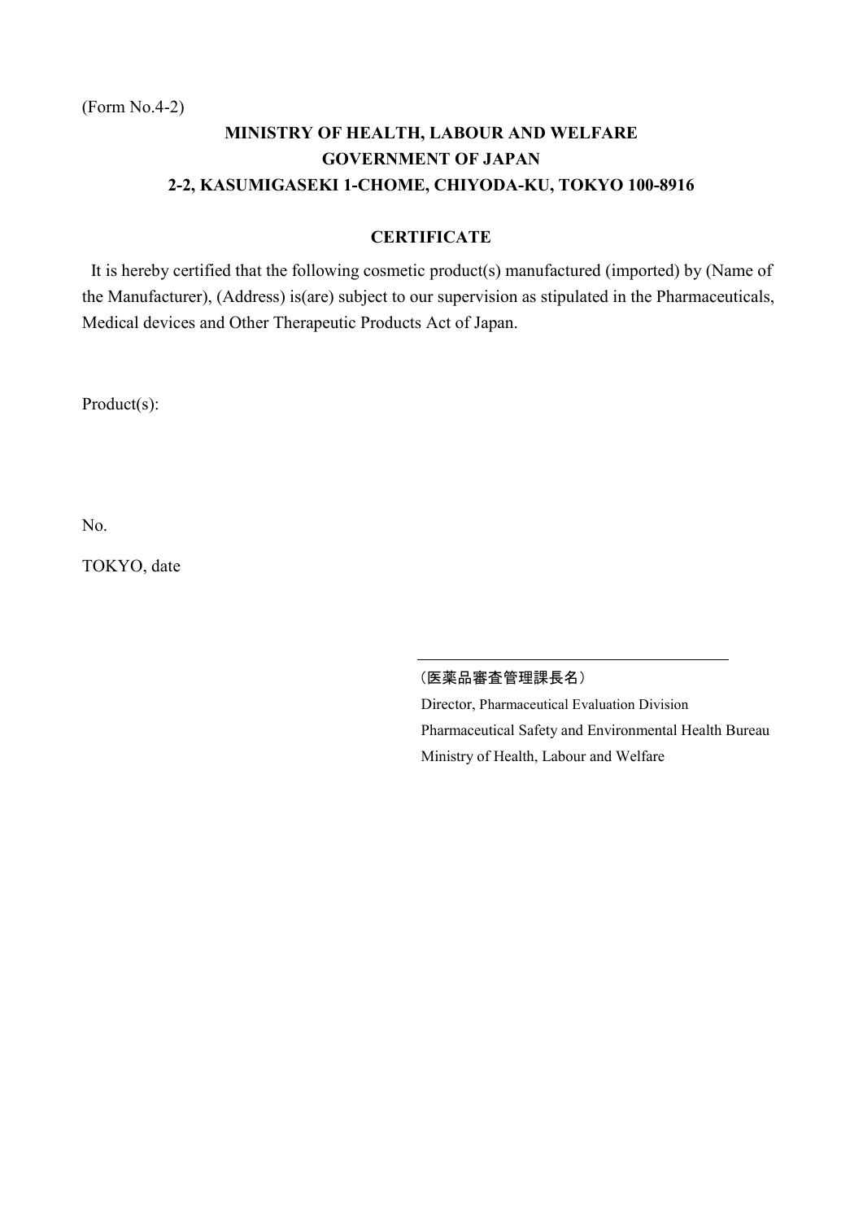(Form No.4-2)

**MINISTRY OF HEALTH, LABOUR AND WELFARE**
**GOVERNMENT OF JAPAN**
**2-2, KASUMIGASEKI 1-CHOME, CHIYODA-KU, TOKYO 100-8916**

**CERTIFICATE**

It is hereby certified that the following cosmetic product(s) manufactured (imported) by (Name of the Manufacturer), (Address) is(are) subject to our supervision as stipulated in the Pharmaceuticals, Medical devices and Other Therapeutic Products Act of Japan.

Product(s):

No.

TOKYO, date

---

（医薬品審査管理課長名）
Director, Pharmaceutical Evaluation Division
Pharmaceutical Safety and Environmental Health Bureau
Ministry of Health, Labour and Welfare